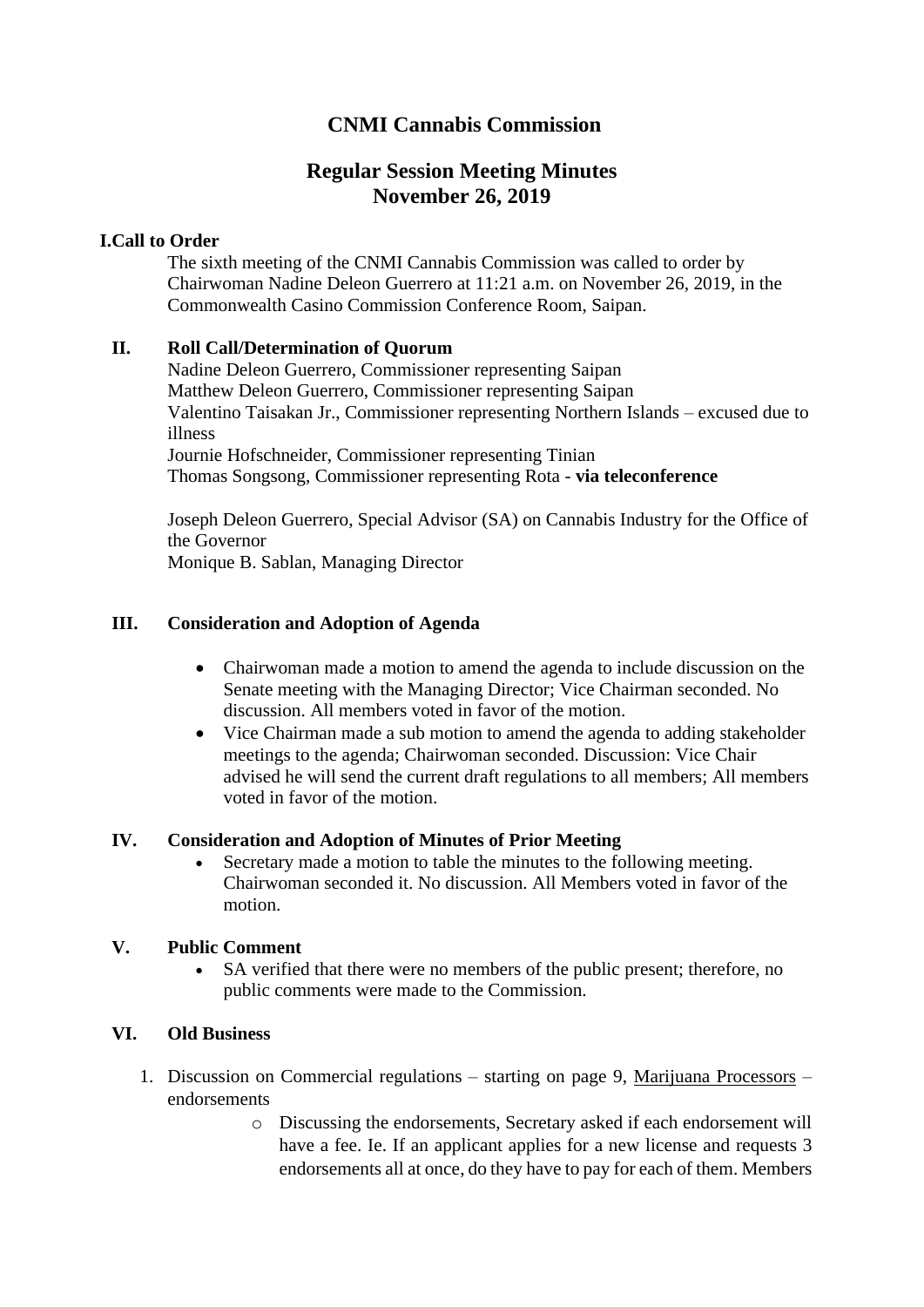# CNMI Cannabis Commission

## Regular Session Meeting Minutes
## November 26, 2019

### I. Call to Order

The sixth meeting of the CNMI Cannabis Commission was called to order by Chairwoman Nadine Deleon Guerrero at 11:21 a.m. on November 26, 2019, in the Commonwealth Casino Commission Conference Room, Saipan.

### II. Roll Call/Determination of Quorum

Nadine Deleon Guerrero, Commissioner representing Saipan
Matthew Deleon Guerrero, Commissioner representing Saipan
Valentino Taisakan Jr., Commissioner representing Northern Islands – excused due to illness
Journie Hofschneider, Commissioner representing Tinian
Thomas Songsong, Commissioner representing Rota - **via teleconference**

Joseph Deleon Guerrero, Special Advisor (SA) on Cannabis Industry for the Office of the Governor
Monique B. Sablan, Managing Director

### III. Consideration and Adoption of Agenda

- Chairwoman made a motion to amend the agenda to include discussion on the Senate meeting with the Managing Director; Vice Chairman seconded. No discussion. All members voted in favor of the motion.
- Vice Chairman made a sub motion to amend the agenda to adding stakeholder meetings to the agenda; Chairwoman seconded. Discussion: Vice Chair advised he will send the current draft regulations to all members; All members voted in favor of the motion.

### IV. Consideration and Adoption of Minutes of Prior Meeting

- Secretary made a motion to table the minutes to the following meeting. Chairwoman seconded it. No discussion. All Members voted in favor of the motion.

### V. Public Comment

- SA verified that there were no members of the public present; therefore, no public comments were made to the Commission.

### VI. Old Business

1. Discussion on Commercial regulations – starting on page 9, Marijuana Processors – endorsements
   - Discussing the endorsements, Secretary asked if each endorsement will have a fee. Ie. If an applicant applies for a new license and requests 3 endorsements all at once, do they have to pay for each of them. Members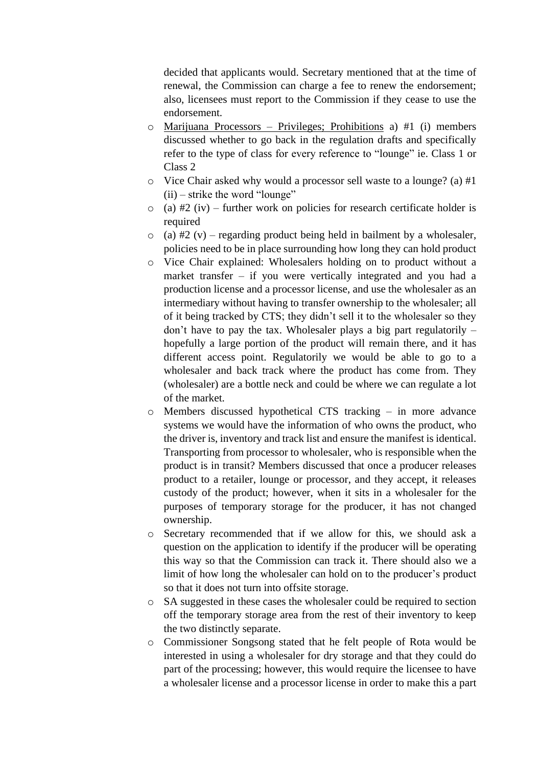decided that applicants would. Secretary mentioned that at the time of renewal, the Commission can charge a fee to renew the endorsement; also, licensees must report to the Commission if they cease to use the endorsement.

- Marijuana Processors – Privileges; Prohibitions a) #1 (i) members discussed whether to go back in the regulation drafts and specifically refer to the type of class for every reference to "lounge" ie. Class 1 or Class 2
- Vice Chair asked why would a processor sell waste to a lounge? (a) #1 (ii) – strike the word "lounge"
- (a) #2 (iv) – further work on policies for research certificate holder is required
- (a) #2 (v) – regarding product being held in bailment by a wholesaler, policies need to be in place surrounding how long they can hold product
- Vice Chair explained: Wholesalers holding on to product without a market transfer – if you were vertically integrated and you had a production license and a processor license, and use the wholesaler as an intermediary without having to transfer ownership to the wholesaler; all of it being tracked by CTS; they didn't sell it to the wholesaler so they don't have to pay the tax. Wholesaler plays a big part regulatorily – hopefully a large portion of the product will remain there, and it has different access point. Regulatorily we would be able to go to a wholesaler and back track where the product has come from. They (wholesaler) are a bottle neck and could be where we can regulate a lot of the market.
- Members discussed hypothetical CTS tracking – in more advance systems we would have the information of who owns the product, who the driver is, inventory and track list and ensure the manifest is identical. Transporting from processor to wholesaler, who is responsible when the product is in transit? Members discussed that once a producer releases product to a retailer, lounge or processor, and they accept, it releases custody of the product; however, when it sits in a wholesaler for the purposes of temporary storage for the producer, it has not changed ownership.
- Secretary recommended that if we allow for this, we should ask a question on the application to identify if the producer will be operating this way so that the Commission can track it. There should also we a limit of how long the wholesaler can hold on to the producer's product so that it does not turn into offsite storage.
- SA suggested in these cases the wholesaler could be required to section off the temporary storage area from the rest of their inventory to keep the two distinctly separate.
- Commissioner Songsong stated that he felt people of Rota would be interested in using a wholesaler for dry storage and that they could do part of the processing; however, this would require the licensee to have a wholesaler license and a processor license in order to make this a part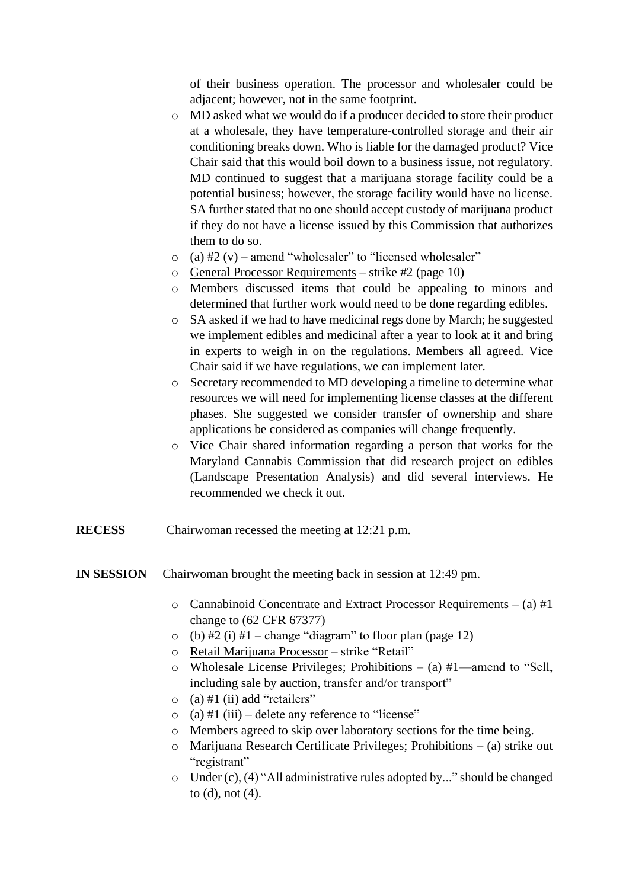of their business operation. The processor and wholesaler could be adjacent; however, not in the same footprint.

- MD asked what we would do if a producer decided to store their product at a wholesale, they have temperature-controlled storage and their air conditioning breaks down. Who is liable for the damaged product? Vice Chair said that this would boil down to a business issue, not regulatory. MD continued to suggest that a marijuana storage facility could be a potential business; however, the storage facility would have no license. SA further stated that no one should accept custody of marijuana product if they do not have a license issued by this Commission that authorizes them to do so.
- (a) #2 (v) – amend "wholesaler" to "licensed wholesaler"
- <u>General Processor Requirements</u> – strike #2 (page 10)
- Members discussed items that could be appealing to minors and determined that further work would need to be done regarding edibles.
- SA asked if we had to have medicinal regs done by March; he suggested we implement edibles and medicinal after a year to look at it and bring in experts to weigh in on the regulations. Members all agreed. Vice Chair said if we have regulations, we can implement later.
- Secretary recommended to MD developing a timeline to determine what resources we will need for implementing license classes at the different phases. She suggested we consider transfer of ownership and share applications be considered as companies will change frequently.
- Vice Chair shared information regarding a person that works for the Maryland Cannabis Commission that did research project on edibles (Landscape Presentation Analysis) and did several interviews. He recommended we check it out.

**RECESS** Chairwoman recessed the meeting at 12:21 p.m.

**IN SESSION** Chairwoman brought the meeting back in session at 12:49 pm.

- <u>Cannabinoid Concentrate and Extract Processor Requirements</u> – (a) #1 change to (62 CFR 67377)
- (b) #2 (i) #1 – change "diagram" to floor plan (page 12)
- <u>Retail Marijuana Processor</u> – strike "Retail"
- <u>Wholesale License Privileges; Prohibitions</u> – (a) #1—amend to "Sell, including sale by auction, transfer and/or transport"
- (a) #1 (ii) add "retailers"
- (a) #1 (iii) – delete any reference to "license"
- Members agreed to skip over laboratory sections for the time being.
- <u>Marijuana Research Certificate Privileges; Prohibitions</u> – (a) strike out "registrant"
- Under (c), (4) "All administrative rules adopted by..." should be changed to (d), not (4).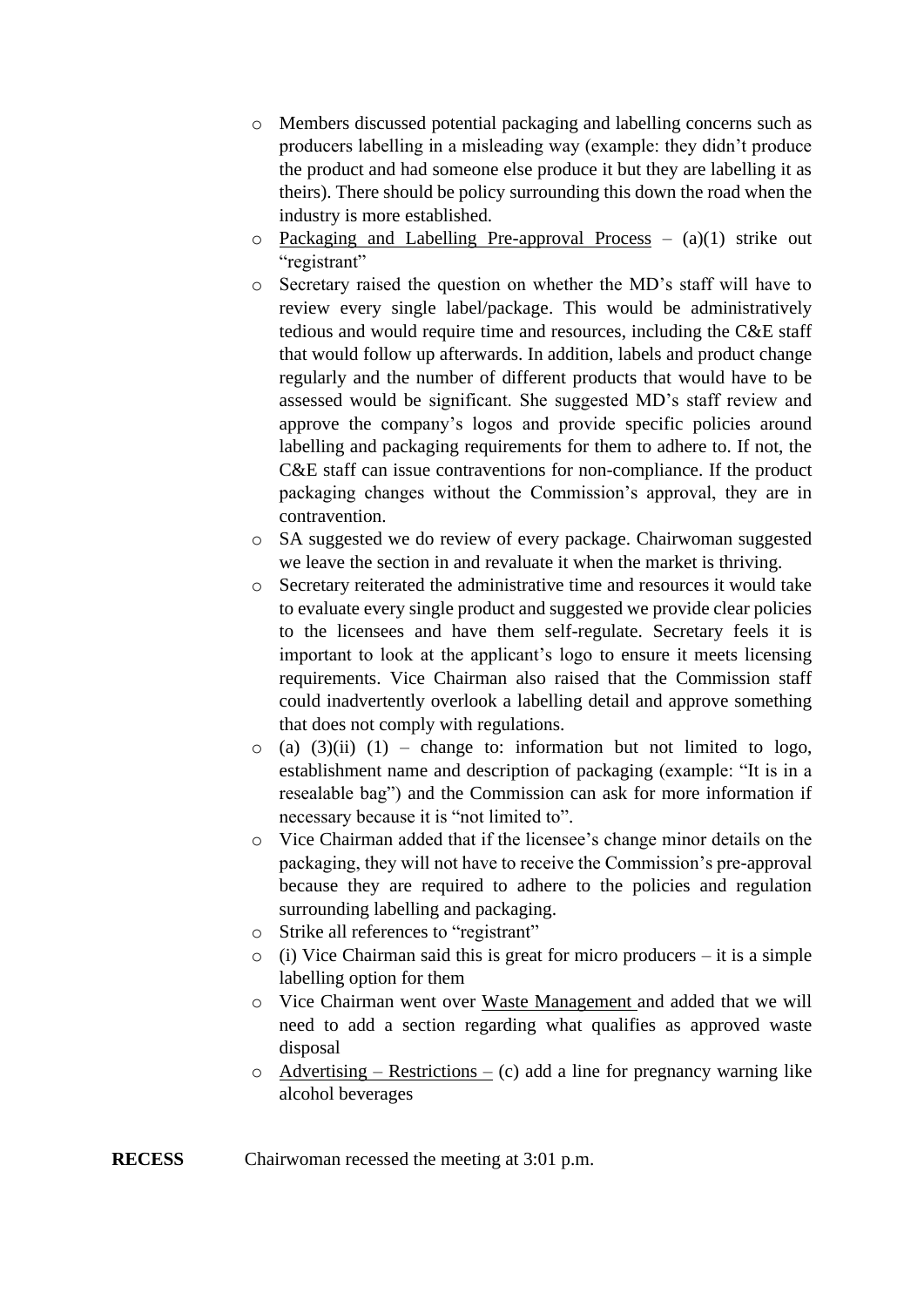- Members discussed potential packaging and labelling concerns such as producers labelling in a misleading way (example: they didn't produce the product and had someone else produce it but they are labelling it as theirs). There should be policy surrounding this down the road when the industry is more established.
- Packaging and Labelling Pre-approval Process – (a)(1) strike out "registrant"
- Secretary raised the question on whether the MD's staff will have to review every single label/package. This would be administratively tedious and would require time and resources, including the C&E staff that would follow up afterwards. In addition, labels and product change regularly and the number of different products that would have to be assessed would be significant. She suggested MD's staff review and approve the company's logos and provide specific policies around labelling and packaging requirements for them to adhere to. If not, the C&E staff can issue contraventions for non-compliance. If the product packaging changes without the Commission's approval, they are in contravention.
- SA suggested we do review of every package. Chairwoman suggested we leave the section in and revaluate it when the market is thriving.
- Secretary reiterated the administrative time and resources it would take to evaluate every single product and suggested we provide clear policies to the licensees and have them self-regulate. Secretary feels it is important to look at the applicant's logo to ensure it meets licensing requirements. Vice Chairman also raised that the Commission staff could inadvertently overlook a labelling detail and approve something that does not comply with regulations.
- (a) (3)(ii) (1) – change to: information but not limited to logo, establishment name and description of packaging (example: "It is in a resealable bag") and the Commission can ask for more information if necessary because it is "not limited to".
- Vice Chairman added that if the licensee's change minor details on the packaging, they will not have to receive the Commission's pre-approval because they are required to adhere to the policies and regulation surrounding labelling and packaging.
- Strike all references to "registrant"
- (i) Vice Chairman said this is great for micro producers – it is a simple labelling option for them
- Vice Chairman went over Waste Management and added that we will need to add a section regarding what qualifies as approved waste disposal
- Advertising – Restrictions – (c) add a line for pregnancy warning like alcohol beverages

**RECESS** Chairwoman recessed the meeting at 3:01 p.m.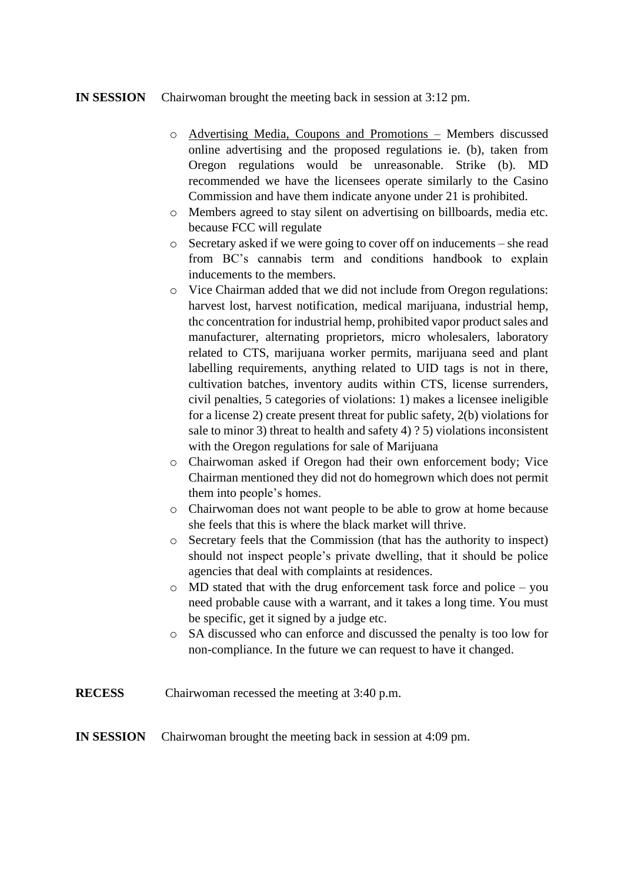**IN SESSION** Chairwoman brought the meeting back in session at 3:12 pm.

- Advertising Media, Coupons and Promotions – Members discussed online advertising and the proposed regulations ie. (b), taken from Oregon regulations would be unreasonable. Strike (b). MD recommended we have the licensees operate similarly to the Casino Commission and have them indicate anyone under 21 is prohibited.
- Members agreed to stay silent on advertising on billboards, media etc. because FCC will regulate
- Secretary asked if we were going to cover off on inducements – she read from BC's cannabis term and conditions handbook to explain inducements to the members.
- Vice Chairman added that we did not include from Oregon regulations: harvest lost, harvest notification, medical marijuana, industrial hemp, thc concentration for industrial hemp, prohibited vapor product sales and manufacturer, alternating proprietors, micro wholesalers, laboratory related to CTS, marijuana worker permits, marijuana seed and plant labelling requirements, anything related to UID tags is not in there, cultivation batches, inventory audits within CTS, license surrenders, civil penalties, 5 categories of violations: 1) makes a licensee ineligible for a license 2) create present threat for public safety, 2(b) violations for sale to minor 3) threat to health and safety 4) ? 5) violations inconsistent with the Oregon regulations for sale of Marijuana
- Chairwoman asked if Oregon had their own enforcement body; Vice Chairman mentioned they did not do homegrown which does not permit them into people's homes.
- Chairwoman does not want people to be able to grow at home because she feels that this is where the black market will thrive.
- Secretary feels that the Commission (that has the authority to inspect) should not inspect people's private dwelling, that it should be police agencies that deal with complaints at residences.
- MD stated that with the drug enforcement task force and police – you need probable cause with a warrant, and it takes a long time. You must be specific, get it signed by a judge etc.
- SA discussed who can enforce and discussed the penalty is too low for non-compliance. In the future we can request to have it changed.

**RECESS** Chairwoman recessed the meeting at 3:40 p.m.

**IN SESSION** Chairwoman brought the meeting back in session at 4:09 pm.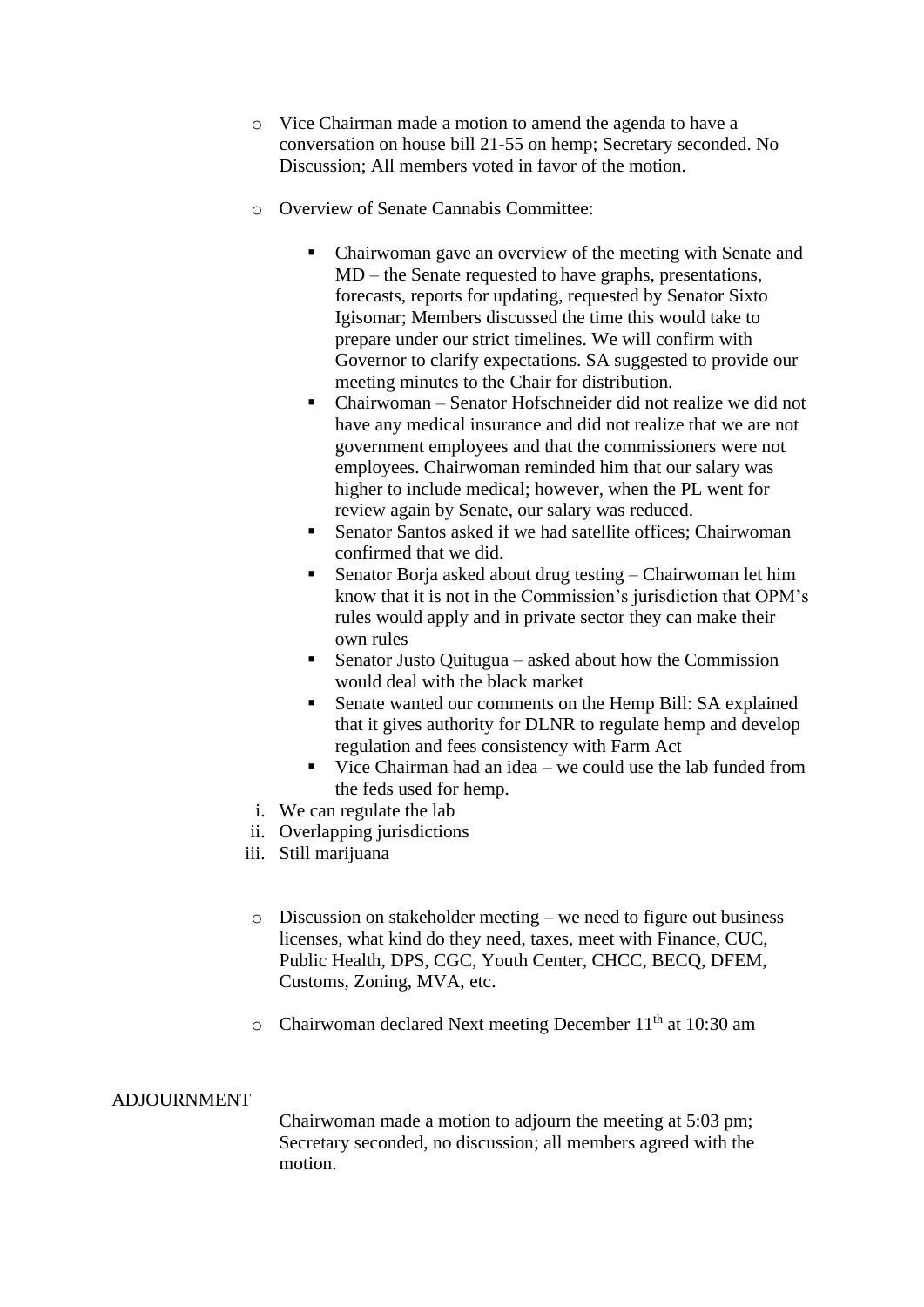- Vice Chairman made a motion to amend the agenda to have a conversation on house bill 21-55 on hemp; Secretary seconded. No Discussion; All members voted in favor of the motion.

- Overview of Senate Cannabis Committee:

  - Chairwoman gave an overview of the meeting with Senate and MD – the Senate requested to have graphs, presentations, forecasts, reports for updating, requested by Senator Sixto Igisomar; Members discussed the time this would take to prepare under our strict timelines. We will confirm with Governor to clarify expectations. SA suggested to provide our meeting minutes to the Chair for distribution.
  - Chairwoman – Senator Hofschneider did not realize we did not have any medical insurance and did not realize that we are not government employees and that the commissioners were not employees. Chairwoman reminded him that our salary was higher to include medical; however, when the PL went for review again by Senate, our salary was reduced.
  - Senator Santos asked if we had satellite offices; Chairwoman confirmed that we did.
  - Senator Borja asked about drug testing – Chairwoman let him know that it is not in the Commission's jurisdiction that OPM's rules would apply and in private sector they can make their own rules
  - Senator Justo Quitugua – asked about how the Commission would deal with the black market
  - Senate wanted our comments on the Hemp Bill: SA explained that it gives authority for DLNR to regulate hemp and develop regulation and fees consistency with Farm Act
  - Vice Chairman had an idea – we could use the lab funded from the feds used for hemp.

i. We can regulate the lab
ii. Overlapping jurisdictions
iii. Still marijuana

- Discussion on stakeholder meeting – we need to figure out business licenses, what kind do they need, taxes, meet with Finance, CUC, Public Health, DPS, CGC, Youth Center, CHCC, BECQ, DFEM, Customs, Zoning, MVA, etc.

- Chairwoman declared Next meeting December 11th at 10:30 am

ADJOURNMENT

Chairwoman made a motion to adjourn the meeting at 5:03 pm; Secretary seconded, no discussion; all members agreed with the motion.